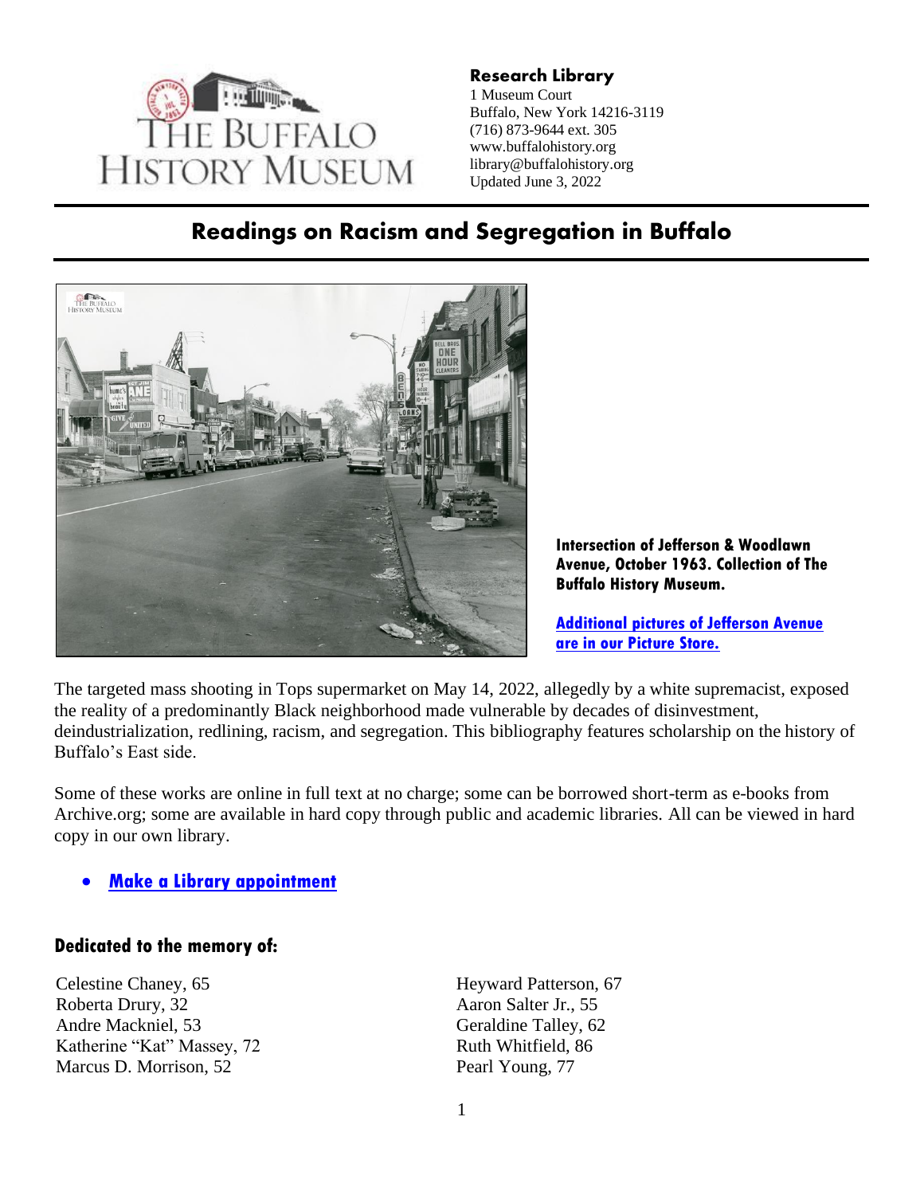**Research Library**
1 Museum Court
Buffalo, New York 14216-3119
(716) 873-9644 ext. 305
www.buffalohistory.org
library@buffalohistory.org
Updated June 3, 2022

# Readings on Racism and Segregation in Buffalo

**Intersection of Jefferson & Woodlawn Avenue, October 1963. Collection of The Buffalo History Museum.**

**Additional pictures of Jefferson Avenue are in our Picture Store.**

The targeted mass shooting in Tops supermarket on May 14, 2022, allegedly by a white supremacist, exposed the reality of a predominantly Black neighborhood made vulnerable by decades of disinvestment, deindustrialization, redlining, racism, and segregation. This bibliography features scholarship on the history of Buffalo's East side.

Some of these works are online in full text at no charge; some can be borrowed short-term as e-books from Archive.org; some are available in hard copy through public and academic libraries. All can be viewed in hard copy in our own library.

- **Make a Library appointment**

### Dedicated to the memory of:

Celestine Chaney, 65
Roberta Drury, 32
Andre Mackniel, 53
Katherine "Kat" Massey, 72
Marcus D. Morrison, 52
Heyward Patterson, 67
Aaron Salter Jr., 55
Geraldine Talley, 62
Ruth Whitfield, 86
Pearl Young, 77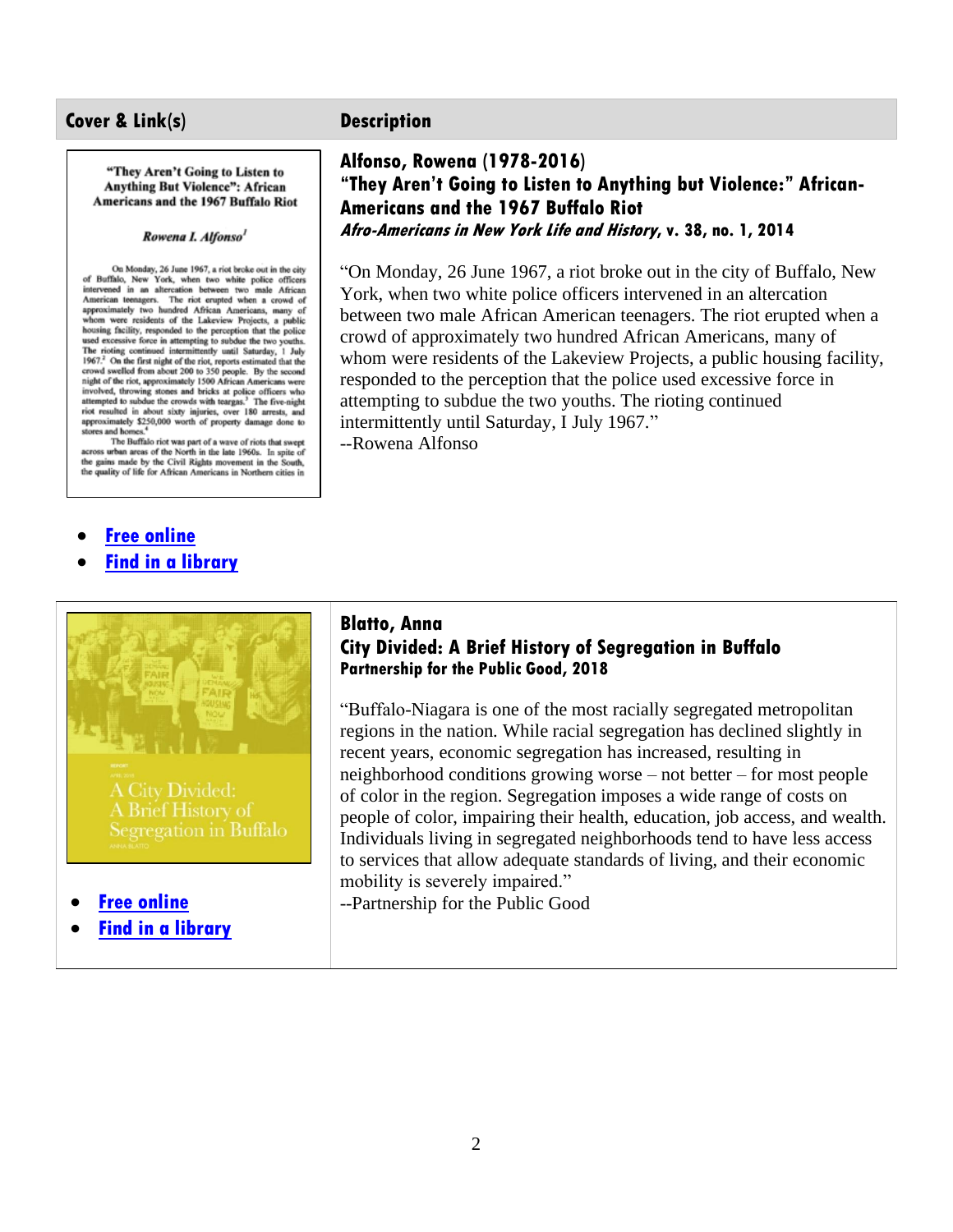| Cover & Link(s) | Description |
|---|---|
| • **Free online**<br>• **Find in a library** | **Alfonso, Rowena (1978-2016)**<br>**"They Aren't Going to Listen to Anything but Violence:" African-Americans and the 1967 Buffalo Riot**<br>***Afro-Americans in New York Life and History*, v. 38, no. 1, 2014**<br><br>"On Monday, 26 June 1967, a riot broke out in the city of Buffalo, New York, when two white police officers intervened in an altercation between two male African American teenagers. The riot erupted when a crowd of approximately two hundred African Americans, many of whom were residents of the Lakeview Projects, a public housing facility, responded to the perception that the police used excessive force in attempting to subdue the two youths. The rioting continued intermittently until Saturday, I July 1967."<br>--Rowena Alfonso |
| • **Free online**<br>• **Find in a library** | **Blatto, Anna**<br>**City Divided: A Brief History of Segregation in Buffalo**<br>**Partnership for the Public Good, 2018**<br><br>"Buffalo-Niagara is one of the most racially segregated metropolitan regions in the nation. While racial segregation has declined slightly in recent years, economic segregation has increased, resulting in neighborhood conditions growing worse – not better – for most people of color in the region. Segregation imposes a wide range of costs on people of color, impairing their health, education, job access, and wealth. Individuals living in segregated neighborhoods tend to have less access to services that allow adequate standards of living, and their economic mobility is severely impaired."<br>--Partnership for the Public Good |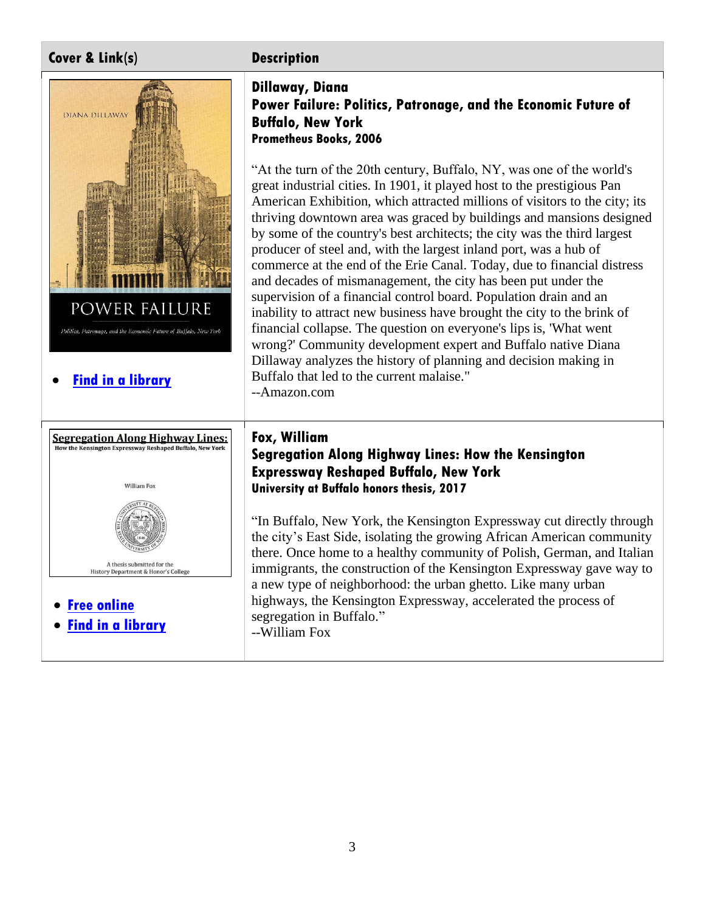| Cover & Link(s) | Description |
|---|---|
| DIANA DILLAWAY POWER FAILURE Politics, Patronage, and the Economic Future of Buffalo, New York <br>• **Find in a library** | **Dillaway, Diana**<br>**Power Failure: Politics, Patronage, and the Economic Future of Buffalo, New York**<br>**Prometheus Books, 2006**<br><br>"At the turn of the 20th century, Buffalo, NY, was one of the world's great industrial cities. In 1901, it played host to the prestigious Pan American Exhibition, which attracted millions of visitors to the city; its thriving downtown area was graced by buildings and mansions designed by some of the country's best architects; the city was the third largest producer of steel and, with the largest inland port, was a hub of commerce at the end of the Erie Canal. Today, due to financial distress and decades of mismanagement, the city has been put under the supervision of a financial control board. Population drain and an inability to attract new business have brought the city to the brink of financial collapse. The question on everyone's lips is, 'What went wrong?' Community development expert and Buffalo native Diana Dillaway analyzes the history of planning and decision making in Buffalo that led to the current malaise."<br>--Amazon.com |
| Segregation Along Highway Lines: How the Kensington Expressway Reshaped Buffalo, New York<br>William Fox<br>A thesis submitted for the History Department & Honor's College<br>• **Free online**<br>• **Find in a library** | **Fox, William**<br>**Segregation Along Highway Lines: How the Kensington Expressway Reshaped Buffalo, New York**<br>**University at Buffalo honors thesis, 2017**<br><br>"In Buffalo, New York, the Kensington Expressway cut directly through the city's East Side, isolating the growing African American community there. Once home to a healthy community of Polish, German, and Italian immigrants, the construction of the Kensington Expressway gave way to a new type of neighborhood: the urban ghetto. Like many urban highways, the Kensington Expressway, accelerated the process of segregation in Buffalo."<br>--William Fox |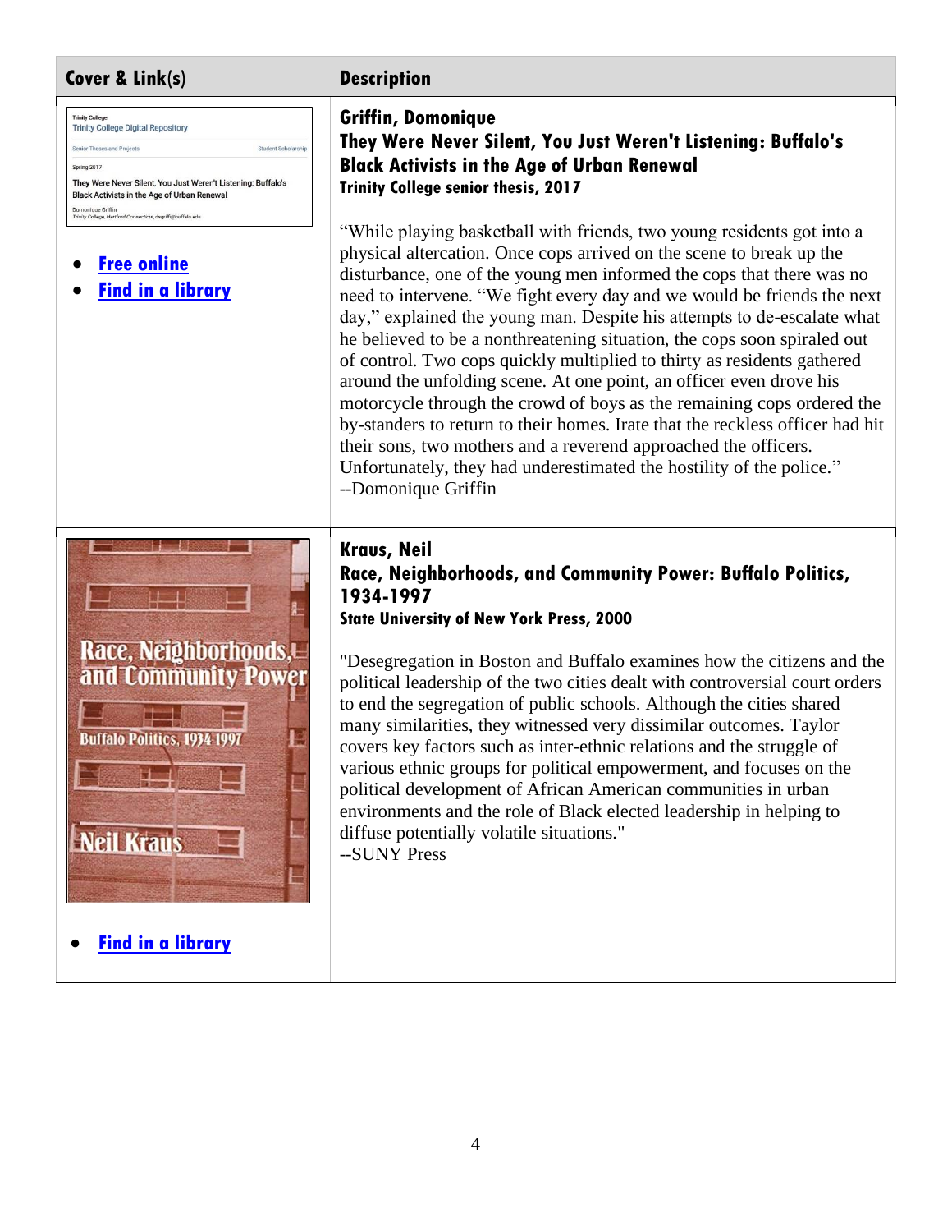| Cover & Link(s) | Description |
| --- | --- |
| Trinity College<br>Trinity College Digital Repository<br>Senior Theses and Projects Student Scholarship<br>Spring 2017<br>They Were Never Silent, You Just Weren't Listening: Buffalo's Black Activists in the Age of Urban Renewal<br>Domonique Griffin<br><br>• **Free online**<br>• **Find in a library** | **Griffin, Domonique**<br>**They Were Never Silent, You Just Weren't Listening: Buffalo's Black Activists in the Age of Urban Renewal**<br>**Trinity College senior thesis, 2017**<br><br>"While playing basketball with friends, two young residents got into a physical altercation. Once cops arrived on the scene to break up the disturbance, one of the young men informed the cops that there was no need to intervene. "We fight every day and we would be friends the next day," explained the young man. Despite his attempts to de-escalate what he believed to be a nonthreatening situation, the cops soon spiraled out of control. Two cops quickly multiplied to thirty as residents gathered around the unfolding scene. At one point, an officer even drove his motorcycle through the crowd of boys as the remaining cops ordered the by-standers to return to their homes. Irate that the reckless officer had hit their sons, two mothers and a reverend approached the officers. Unfortunately, they had underestimated the hostility of the police."<br>--Domonique Griffin |
| Race, Neighborhoods, and Community Power<br>Buffalo Politics, 1934-1997<br>Neil Kraus<br><br>• **Find in a library** | **Kraus, Neil**<br>**Race, Neighborhoods, and Community Power: Buffalo Politics, 1934-1997**<br>**State University of New York Press, 2000**<br><br>"Desegregation in Boston and Buffalo examines how the citizens and the political leadership of the two cities dealt with controversial court orders to end the segregation of public schools. Although the cities shared many similarities, they witnessed very dissimilar outcomes. Taylor covers key factors such as inter-ethnic relations and the struggle of various ethnic groups for political empowerment, and focuses on the political development of African American communities in urban environments and the role of Black elected leadership in helping to diffuse potentially volatile situations."<br>--SUNY Press |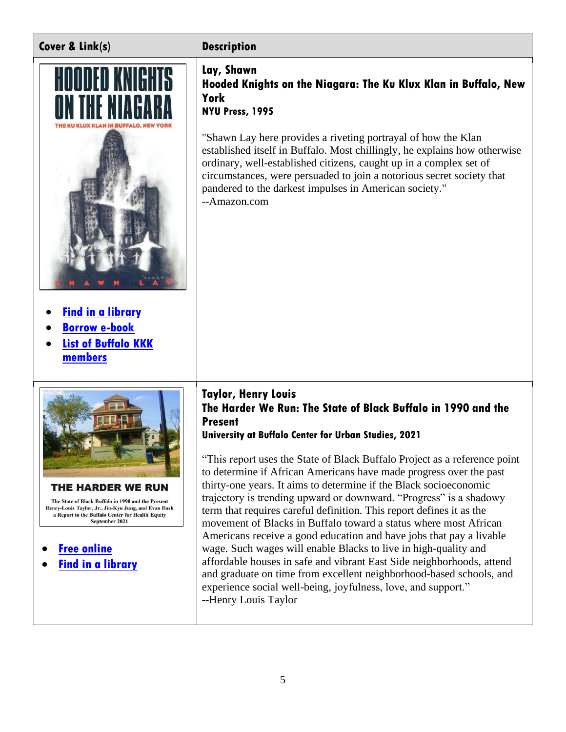| Cover & Link(s) | Description |
| --- | --- |
| • Find in a library<br>• Borrow e-book<br>• List of Buffalo KKK members | **Lay, Shawn**<br>**Hooded Knights on the Niagara: The Ku Klux Klan in Buffalo, New York**<br>**NYU Press, 1995**<br><br>"Shawn Lay here provides a riveting portrayal of how the Klan established itself in Buffalo. Most chillingly, he explains how otherwise ordinary, well-established citizens, caught up in a complex set of circumstances, were persuaded to join a notorious secret society that pandered to the darkest impulses in American society."<br>--Amazon.com |
| • Free online<br>• Find in a library | **Taylor, Henry Louis**<br>**The Harder We Run: The State of Black Buffalo in 1990 and the Present**<br>**University at Buffalo Center for Urban Studies, 2021**<br><br>"This report uses the State of Black Buffalo Project as a reference point to determine if African Americans have made progress over the past thirty-one years. It aims to determine if the Black socioeconomic trajectory is trending upward or downward. "Progress" is a shadowy term that requires careful definition. This report defines it as the movement of Blacks in Buffalo toward a status where most African Americans receive a good education and have jobs that pay a livable wage. Such wages will enable Blacks to live in high-quality and affordable houses in safe and vibrant East Side neighborhoods, attend and graduate on time from excellent neighborhood-based schools, and experience social well-being, joyfulness, love, and support."<br>--Henry Louis Taylor |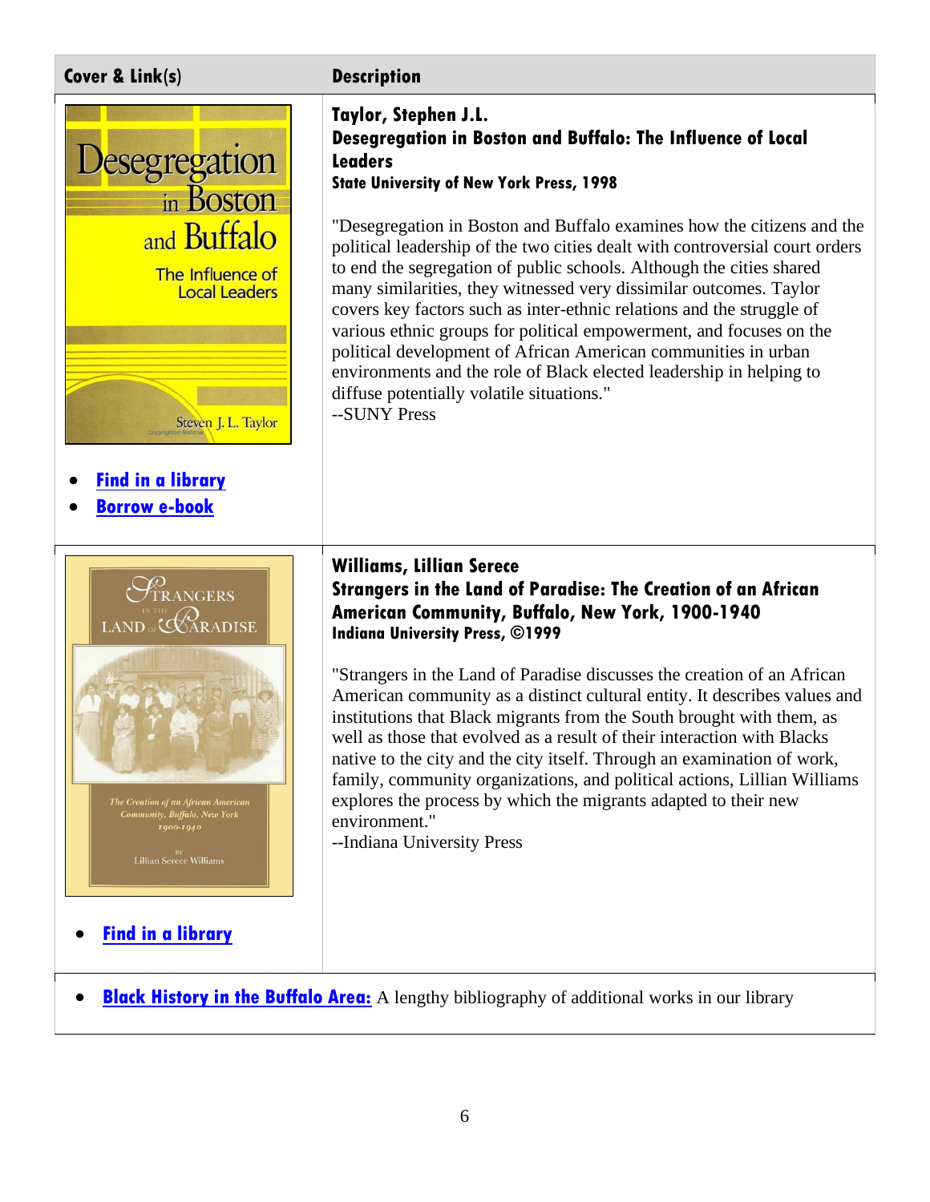| Cover & Link(s) | Description |
| --- | --- |
| Desegregation in Boston and Buffalo The Influence of Local Leaders Steven J. L. Taylor<br>• **Find in a library**<br>• **Borrow e-book** | **Taylor, Stephen J.L.**<br>**Desegregation in Boston and Buffalo: The Influence of Local Leaders**<br>**State University of New York Press, 1998**<br><br>"Desegregation in Boston and Buffalo examines how the citizens and the political leadership of the two cities dealt with controversial court orders to end the segregation of public schools. Although the cities shared many similarities, they witnessed very dissimilar outcomes. Taylor covers key factors such as inter-ethnic relations and the struggle of various ethnic groups for political empowerment, and focuses on the political development of African American communities in urban environments and the role of Black elected leadership in helping to diffuse potentially volatile situations."<br>--SUNY Press |
| Strangers in the Land of Paradise The Creation of an African American Community, Buffalo, New York 1900-1940 by Lillian Serece Williams<br>• **Find in a library** | **Williams, Lillian Serece**<br>**Strangers in the Land of Paradise: The Creation of an African American Community, Buffalo, New York, 1900-1940**<br>**Indiana University Press, ©1999**<br><br>"Strangers in the Land of Paradise discusses the creation of an African American community as a distinct cultural entity. It describes values and institutions that Black migrants from the South brought with them, as well as those that evolved as a result of their interaction with Blacks native to the city and the city itself. Through an examination of work, family, community organizations, and political actions, Lillian Williams explores the process by which the migrants adapted to their new environment."<br>--Indiana University Press |

- **Black History in the Buffalo Area:** A lengthy bibliography of additional works in our library